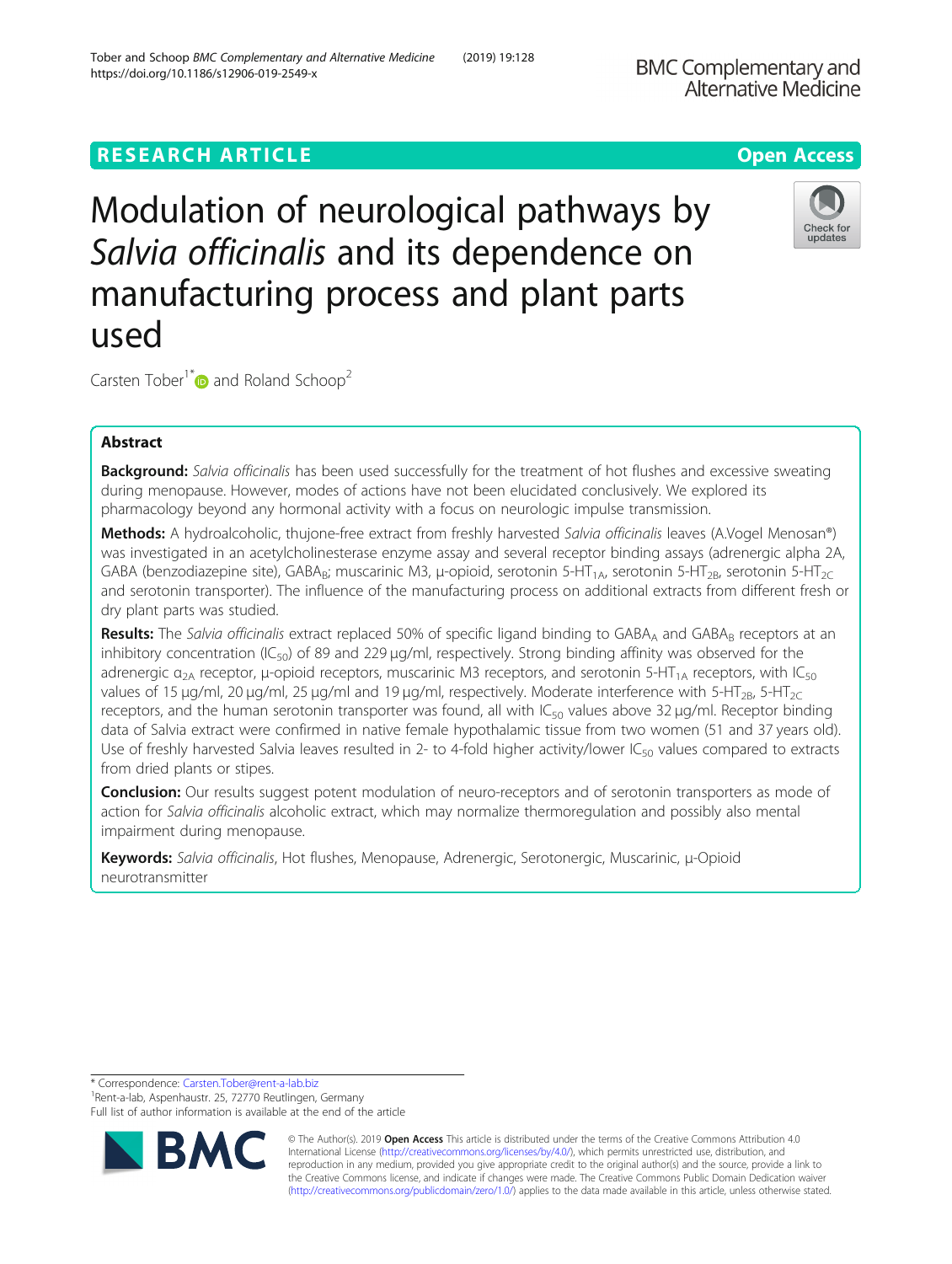RESEARCH ARTICLE

Open Access

# Modulation of neurological pathways by *Salvia officinalis* and its dependence on manufacturing process and plant parts used

Carsten Tober[1*] and Roland Schoop[2]

## Abstract

**Background:** *Salvia officinalis* has been used successfully for the treatment of hot flushes and excessive sweating during menopause. However, modes of actions have not been elucidated conclusively. We explored its pharmacology beyond any hormonal activity with a focus on neurologic impulse transmission.

**Methods:** A hydroalcoholic, thujone-free extract from freshly harvested *Salvia officinalis* leaves (A.Vogel Menosan®) was investigated in an acetylcholinesterase enzyme assay and several receptor binding assays (adrenergic alpha 2A, GABA (benzodiazepine site), $GABA_B$; muscarinic M3, μ-opioid, serotonin $5\text{-}HT_{1A}$, serotonin $5\text{-}HT_{2B}$, serotonin $5\text{-}HT_{2C}$ and serotonin transporter). The influence of the manufacturing process on additional extracts from different fresh or dry plant parts was studied.

**Results:** The *Salvia officinalis* extract replaced 50% of specific ligand binding to $GABA_A$ and $GABA_B$ receptors at an inhibitory concentration ($IC_{50}$) of 89 and 229 μg/ml, respectively. Strong binding affinity was observed for the adrenergic $\alpha_{2A}$ receptor, μ-opioid receptors, muscarinic M3 receptors, and serotonin $5\text{-}HT_{1A}$ receptors, with $IC_{50}$ values of 15 μg/ml, 20 μg/ml, 25 μg/ml and 19 μg/ml, respectively. Moderate interference with $5\text{-}HT_{2B}$, $5\text{-}HT_{2C}$ receptors, and the human serotonin transporter was found, all with $IC_{50}$ values above 32 μg/ml. Receptor binding data of Salvia extract were confirmed in native female hypothalamic tissue from two women (51 and 37 years old). Use of freshly harvested Salvia leaves resulted in 2- to 4-fold higher activity/lower $IC_{50}$ values compared to extracts from dried plants or stipes.

**Conclusion:** Our results suggest potent modulation of neuro-receptors and of serotonin transporters as mode of action for *Salvia officinalis* alcoholic extract, which may normalize thermoregulation and possibly also mental impairment during menopause.

**Keywords:** *Salvia officinalis*, Hot flushes, Menopause, Adrenergic, Serotonergic, Muscarinic, μ-Opioid neurotransmitter

\* Correspondence: Carsten.Tober@rent-a-lab.biz
[1]Rent-a-lab, Aspenhaustr. 25, 72770 Reutlingen, Germany
Full list of author information is available at the end of the article

© The Author(s). 2019 **Open Access** This article is distributed under the terms of the Creative Commons Attribution 4.0 International License (http://creativecommons.org/licenses/by/4.0/), which permits unrestricted use, distribution, and reproduction in any medium, provided you give appropriate credit to the original author(s) and the source, provide a link to the Creative Commons license, and indicate if changes were made. The Creative Commons Public Domain Dedication waiver (http://creativecommons.org/publicdomain/zero/1.0/) applies to the data made available in this article, unless otherwise stated.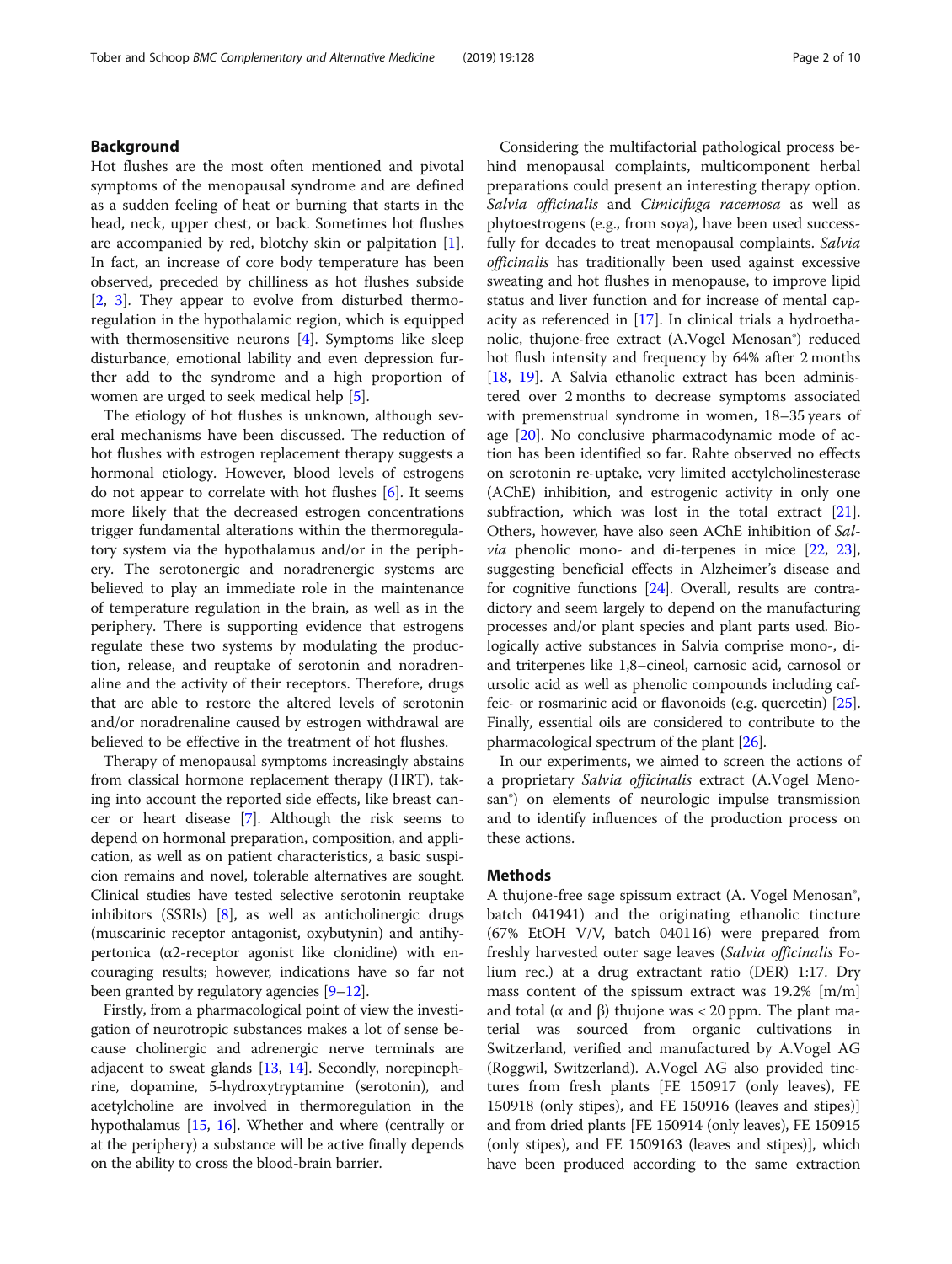## Background

Hot flushes are the most often mentioned and pivotal symptoms of the menopausal syndrome and are defined as a sudden feeling of heat or burning that starts in the head, neck, upper chest, or back. Sometimes hot flushes are accompanied by red, blotchy skin or palpitation [1]. In fact, an increase of core body temperature has been observed, preceded by chilliness as hot flushes subside [2, 3]. They appear to evolve from disturbed thermoregulation in the hypothalamic region, which is equipped with thermosensitive neurons [4]. Symptoms like sleep disturbance, emotional lability and even depression further add to the syndrome and a high proportion of women are urged to seek medical help [5].

The etiology of hot flushes is unknown, although several mechanisms have been discussed. The reduction of hot flushes with estrogen replacement therapy suggests a hormonal etiology. However, blood levels of estrogens do not appear to correlate with hot flushes [6]. It seems more likely that the decreased estrogen concentrations trigger fundamental alterations within the thermoregulatory system via the hypothalamus and/or in the periphery. The serotonergic and noradrenergic systems are believed to play an immediate role in the maintenance of temperature regulation in the brain, as well as in the periphery. There is supporting evidence that estrogens regulate these two systems by modulating the production, release, and reuptake of serotonin and noradrenaline and the activity of their receptors. Therefore, drugs that are able to restore the altered levels of serotonin and/or noradrenaline caused by estrogen withdrawal are believed to be effective in the treatment of hot flushes.

Therapy of menopausal symptoms increasingly abstains from classical hormone replacement therapy (HRT), taking into account the reported side effects, like breast cancer or heart disease [7]. Although the risk seems to depend on hormonal preparation, composition, and application, as well as on patient characteristics, a basic suspicion remains and novel, tolerable alternatives are sought. Clinical studies have tested selective serotonin reuptake inhibitors (SSRIs) [8], as well as anticholinergic drugs (muscarinic receptor antagonist, oxybutynin) and antihypertonica (α2-receptor agonist like clonidine) with encouraging results; however, indications have so far not been granted by regulatory agencies [9–12].

Firstly, from a pharmacological point of view the investigation of neurotropic substances makes a lot of sense because cholinergic and adrenergic nerve terminals are adjacent to sweat glands [13, 14]. Secondly, norepinephrine, dopamine, 5-hydroxytryptamine (serotonin), and acetylcholine are involved in thermoregulation in the hypothalamus [15, 16]. Whether and where (centrally or at the periphery) a substance will be active finally depends on the ability to cross the blood-brain barrier.

Considering the multifactorial pathological process behind menopausal complaints, multicomponent herbal preparations could present an interesting therapy option. *Salvia officinalis* and *Cimicifuga racemosa* as well as phytoestrogens (e.g., from soya), have been used successfully for decades to treat menopausal complaints. *Salvia officinalis* has traditionally been used against excessive sweating and hot flushes in menopause, to improve lipid status and liver function and for increase of mental capacity as referenced in [17]. In clinical trials a hydroethanolic, thujone-free extract (A.Vogel Menosan®) reduced hot flush intensity and frequency by 64% after 2 months [18, 19]. A Salvia ethanolic extract has been administered over 2 months to decrease symptoms associated with premenstrual syndrome in women, 18–35 years of age [20]. No conclusive pharmacodynamic mode of action has been identified so far. Rahte observed no effects on serotonin re-uptake, very limited acetylcholinesterase (AChE) inhibition, and estrogenic activity in only one subfraction, which was lost in the total extract [21]. Others, however, have also seen AChE inhibition of *Salvia* phenolic mono- and di-terpenes in mice [22, 23], suggesting beneficial effects in Alzheimer's disease and for cognitive functions [24]. Overall, results are contradictory and seem largely to depend on the manufacturing processes and/or plant species and plant parts used. Biologically active substances in Salvia comprise mono-, di- and triterpenes like 1,8–cineol, carnosic acid, carnosol or ursolic acid as well as phenolic compounds including caffeic- or rosmarinic acid or flavonoids (e.g. quercetin) [25]. Finally, essential oils are considered to contribute to the pharmacological spectrum of the plant [26].

In our experiments, we aimed to screen the actions of a proprietary *Salvia officinalis* extract (A.Vogel Menosan®) on elements of neurologic impulse transmission and to identify influences of the production process on these actions.

## Methods

A thujone-free sage spissum extract (A. Vogel Menosan®, batch 041941) and the originating ethanolic tincture (67% EtOH V/V, batch 040116) were prepared from freshly harvested outer sage leaves (*Salvia officinalis* Folium rec.) at a drug extractant ratio (DER) 1:17. Dry mass content of the spissum extract was 19.2% [m/m] and total (α and β) thujone was < 20 ppm. The plant material was sourced from organic cultivations in Switzerland, verified and manufactured by A.Vogel AG (Roggwil, Switzerland). A.Vogel AG also provided tinctures from fresh plants [FE 150917 (only leaves), FE 150918 (only stipes), and FE 150916 (leaves and stipes)] and from dried plants [FE 150914 (only leaves), FE 150915 (only stipes), and FE 1509163 (leaves and stipes)], which have been produced according to the same extraction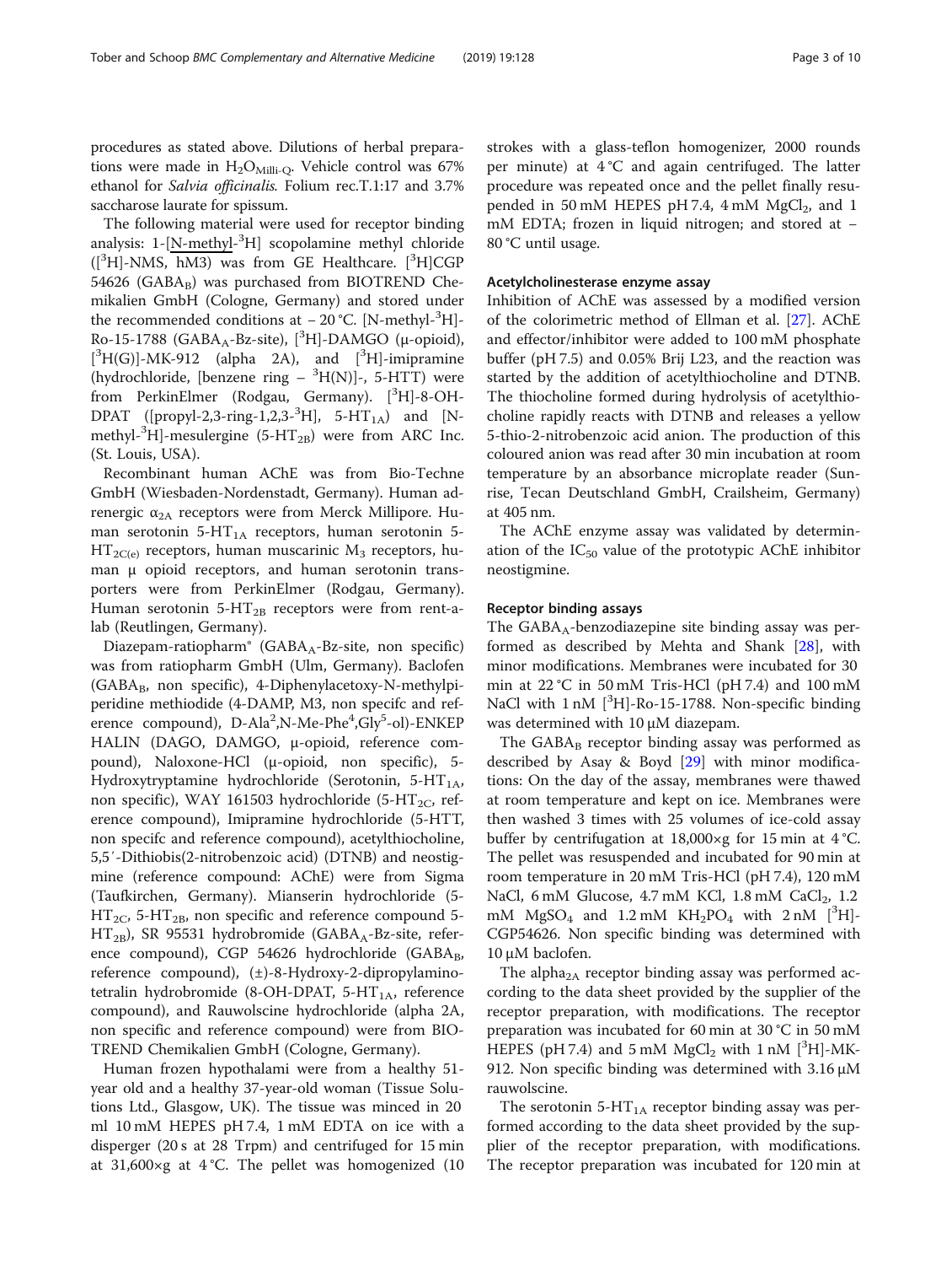procedures as stated above. Dilutions of herbal preparations were made in $H_2O_{Milli-Q}$. Vehicle control was 67% ethanol for *Salvia officinalis*. Folium rec.T.1:17 and 3.7% saccharose laurate for spissum.

The following material were used for receptor binding analysis: 1-[N-methyl-$^3$H] scopolamine methyl chloride ([$^3$H]-NMS, hM3) was from GE Healthcare. [$^3$H]CGP 54626 ($GABA_B$) was purchased from BIOTREND Chemikalien GmbH (Cologne, Germany) and stored under the recommended conditions at − 20 °C. [N-methyl-$^3$H]-Ro-15-1788 ($GABA_A$-Bz-site), [$^3$H]-DAMGO (μ-opioid), [$^3$H(G)]-MK-912 (alpha 2A), and [$^3$H]-imipramine (hydrochloride, [benzene ring – $^3$H(N)]-, 5-HTT) were from PerkinElmer (Rodgau, Germany). [$^3$H]-8-OH-DPAT ([propyl-2,3-ring-1,2,3-$^3$H], $5\text{-}HT_{1A}$) and [N-methyl-$^3$H]-mesulergine ($5\text{-}HT_{2B}$) were from ARC Inc. (St. Louis, USA).

Recombinant human AChE was from Bio-Techne GmbH (Wiesbaden-Nordenstadt, Germany). Human adrenergic $\alpha_{2A}$ receptors were from Merck Millipore. Human serotonin $5\text{-}HT_{1A}$ receptors, human serotonin $5\text{-}HT_{2C(e)}$ receptors, human muscarinic $M_3$ receptors, human μ opioid receptors, and human serotonin transporters were from PerkinElmer (Rodgau, Germany). Human serotonin $5\text{-}HT_{2B}$ receptors were from rent-a-lab (Reutlingen, Germany).

Diazepam-ratiopharm® ($GABA_A$-Bz-site, non specific) was from ratiopharm GmbH (Ulm, Germany). Baclofen ($GABA_B$, non specific), 4-Diphenylacetoxy-N-methylpiperidine methiodide (4-DAMP, M3, non specifc and reference compound), D-Ala$^2$,N-Me-Phe$^4$,Gly$^5$-ol)-ENKEPHALIN (DAGO, DAMGO, μ-opioid, reference compound), Naloxone-HCl (μ-opioid, non specific), 5-Hydroxytryptamine hydrochloride (Serotonin, $5\text{-}HT_{1A}$, non specific), WAY 161503 hydrochloride ($5\text{-}HT_{2C}$, reference compound), Imipramine hydrochloride (5-HTT, non specifc and reference compound), acetylthiocholine, 5,5′-Dithiobis(2-nitrobenzoic acid) (DTNB) and neostigmine (reference compound: AChE) were from Sigma (Taufkirchen, Germany). Mianserin hydrochloride ($5\text{-}HT_{2C}$, $5\text{-}HT_{2B}$, non specific and reference compound $5\text{-}HT_{2B}$), SR 95531 hydrobromide ($GABA_A$-Bz-site, reference compound), CGP 54626 hydrochloride ($GABA_B$, reference compound), (±)-8-Hydroxy-2-dipropylaminotetralin hydrobromide (8-OH-DPAT, $5\text{-}HT_{1A}$, reference compound), and Rauwolscine hydrochloride (alpha 2A, non specific and reference compound) were from BIOTREND Chemikalien GmbH (Cologne, Germany).

Human frozen hypothalami were from a healthy 51-year old and a healthy 37-year-old woman (Tissue Solutions Ltd., Glasgow, UK). The tissue was minced in 20 ml 10 mM HEPES pH 7.4, 1 mM EDTA on ice with a disperger (20 s at 28 Trpm) and centrifuged for 15 min at 31,600×g at 4 °C. The pellet was homogenized (10 strokes with a glass-teflon homogenizer, 2000 rounds per minute) at 4 °C and again centrifuged. The latter procedure was repeated once and the pellet finally resupended in 50 mM HEPES pH 7.4, 4 mM $MgCl_2$, and 1 mM EDTA; frozen in liquid nitrogen; and stored at − 80 °C until usage.

### Acetylcholinesterase enzyme assay

Inhibition of AChE was assessed by a modified version of the colorimetric method of Ellman et al. [27]. AChE and effector/inhibitor were added to 100 mM phosphate buffer (pH 7.5) and 0.05% Brij L23, and the reaction was started by the addition of acetylthiocholine and DTNB. The thiocholine formed during hydrolysis of acetylthiocholine rapidly reacts with DTNB and releases a yellow 5-thio-2-nitrobenzoic acid anion. The production of this coloured anion was read after 30 min incubation at room temperature by an absorbance microplate reader (Sunrise, Tecan Deutschland GmbH, Crailsheim, Germany) at 405 nm.

The AChE enzyme assay was validated by determination of the $IC_{50}$ value of the prototypic AChE inhibitor neostigmine.

### Receptor binding assays

The $GABA_A$-benzodiazepine site binding assay was performed as described by Mehta and Shank [28], with minor modifications. Membranes were incubated for 30 min at 22 °C in 50 mM Tris-HCl (pH 7.4) and 100 mM NaCl with 1 nM [$^3$H]-Ro-15-1788. Non-specific binding was determined with 10 μM diazepam.

The $GABA_B$ receptor binding assay was performed as described by Asay & Boyd [29] with minor modifications: On the day of the assay, membranes were thawed at room temperature and kept on ice. Membranes were then washed 3 times with 25 volumes of ice-cold assay buffer by centrifugation at 18,000×g for 15 min at 4 °C. The pellet was resuspended and incubated for 90 min at room temperature in 20 mM Tris-HCl (pH 7.4), 120 mM NaCl, 6 mM Glucose, 4.7 mM KCl, 1.8 mM $CaCl_2$, 1.2 mM $MgSO_4$ and 1.2 mM $KH_2PO_4$ with 2 nM [$^3$H]-CGP54626. Non specific binding was determined with 10 μM baclofen.

The $alpha_{2A}$ receptor binding assay was performed according to the data sheet provided by the supplier of the receptor preparation, with modifications. The receptor preparation was incubated for 60 min at 30 °C in 50 mM HEPES (pH 7.4) and 5 mM $MgCl_2$ with 1 nM [$^3$H]-MK-912. Non specific binding was determined with 3.16 μM rauwolscine.

The serotonin $5\text{-}HT_{1A}$ receptor binding assay was performed according to the data sheet provided by the supplier of the receptor preparation, with modifications. The receptor preparation was incubated for 120 min at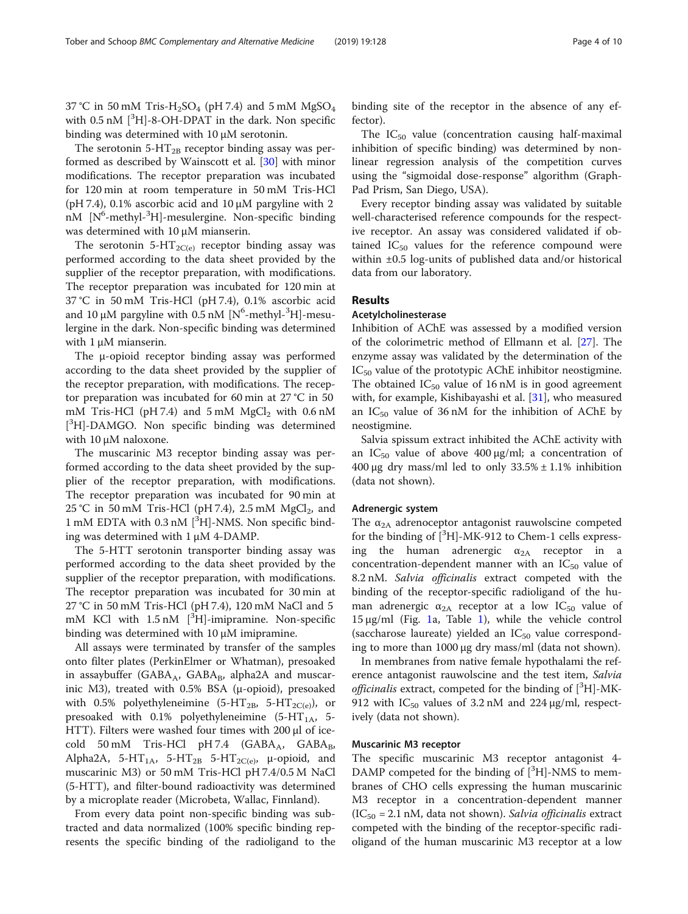37 °C in 50 mM Tris-$H_2SO_4$ (pH 7.4) and 5 mM $MgSO_4$ with 0.5 nM [$^3$H]-8-OH-DPAT in the dark. Non specific binding was determined with 10 μM serotonin.

The serotonin 5-$HT_{2B}$ receptor binding assay was performed as described by Wainscott et al. [30] with minor modifications. The receptor preparation was incubated for 120 min at room temperature in 50 mM Tris-HCl (pH 7.4), 0.1% ascorbic acid and 10 μM pargyline with 2 nM [$N^6$-methyl-$^3$H]-mesulergine. Non-specific binding was determined with 10 μM mianserin.

The serotonin 5-$HT_{2C(e)}$ receptor binding assay was performed according to the data sheet provided by the supplier of the receptor preparation, with modifications. The receptor preparation was incubated for 120 min at 37 °C in 50 mM Tris-HCl (pH 7.4), 0.1% ascorbic acid and 10 μM pargyline with 0.5 nM [$N^6$-methyl-$^3$H]-mesulergine in the dark. Non-specific binding was determined with 1 μM mianserin.

The μ-opioid receptor binding assay was performed according to the data sheet provided by the supplier of the receptor preparation, with modifications. The receptor preparation was incubated for 60 min at 27 °C in 50 mM Tris-HCl (pH 7.4) and 5 mM $MgCl_2$ with 0.6 nM [$^3$H]-DAMGO. Non specific binding was determined with 10 μM naloxone.

The muscarinic M3 receptor binding assay was performed according to the data sheet provided by the supplier of the receptor preparation, with modifications. The receptor preparation was incubated for 90 min at 25 °C in 50 mM Tris-HCl (pH 7.4), 2.5 mM $MgCl_2$, and 1 mM EDTA with 0.3 nM [$^3$H]-NMS. Non specific binding was determined with 1 μM 4-DAMP.

The 5-HTT serotonin transporter binding assay was performed according to the data sheet provided by the supplier of the receptor preparation, with modifications. The receptor preparation was incubated for 30 min at 27 °C in 50 mM Tris-HCl (pH 7.4), 120 mM NaCl and 5 mM KCl with 1.5 nM [$^3$H]-imipramine. Non-specific binding was determined with 10 μM imipramine.

All assays were terminated by transfer of the samples onto filter plates (PerkinElmer or Whatman), presoaked in assaybuffer ($GABA_A$, $GABA_B$, alpha2A and muscarinic M3), treated with 0.5% BSA (μ-opioid), presoaked with 0.5% polyethyleneimine (5-$HT_{2B}$, 5-$HT_{2C(e)}$), or presoaked with 0.1% polyethyleneimine (5-$HT_{1A}$, 5-HTT). Filters were washed four times with 200 μl of ice-cold 50 mM Tris-HCl pH 7.4 ($GABA_A$, $GABA_B$, Alpha2A, 5-$HT_{1A}$, 5-$HT_{2B}$ 5-$HT_{2C(e)}$, μ-opioid, and muscarinic M3) or 50 mM Tris-HCl pH 7.4/0.5 M NaCl (5-HTT), and filter-bound radioactivity was determined by a microplate reader (Microbeta, Wallac, Finnland).

From every data point non-specific binding was subtracted and data normalized (100% specific binding represents the specific binding of the radioligand to the binding site of the receptor in the absence of any effector).

The $IC_{50}$ value (concentration causing half-maximal inhibition of specific binding) was determined by nonlinear regression analysis of the competition curves using the "sigmoidal dose-response" algorithm (GraphPad Prism, San Diego, USA).

Every receptor binding assay was validated by suitable well-characterised reference compounds for the respective receptor. An assay was considered validated if obtained $IC_{50}$ values for the reference compound were within ±0.5 log-units of published data and/or historical data from our laboratory.

## Results

### Acetylcholinesterase

Inhibition of AChE was assessed by a modified version of the colorimetric method of Ellmann et al. [27]. The enzyme assay was validated by the determination of the $IC_{50}$ value of the prototypic AChE inhibitor neostigmine. The obtained $IC_{50}$ value of 16 nM is in good agreement with, for example, Kishibayashi et al. [31], who measured an $IC_{50}$ value of 36 nM for the inhibition of AChE by neostigmine.

Salvia spissum extract inhibited the AChE activity with an $IC_{50}$ value of above 400 μg/ml; a concentration of 400 μg dry mass/ml led to only 33.5% ± 1.1% inhibition (data not shown).

### Adrenergic system

The $\alpha_{2A}$ adrenoceptor antagonist rauwolscine competed for the binding of [$^3$H]-MK-912 to Chem-1 cells expressing the human adrenergic $\alpha_{2A}$ receptor in a concentration-dependent manner with an $IC_{50}$ value of 8.2 nM. *Salvia officinalis* extract competed with the binding of the receptor-specific radioligand of the human adrenergic $\alpha_{2A}$ receptor at a low $IC_{50}$ value of 15 μg/ml (Fig. 1a, Table 1), while the vehicle control (saccharose laureate) yielded an $IC_{50}$ value corresponding to more than 1000 μg dry mass/ml (data not shown).

In membranes from native female hypothalami the reference antagonist rauwolscine and the test item, *Salvia officinalis* extract, competed for the binding of [$^3$H]-MK-912 with $IC_{50}$ values of 3.2 nM and 224 μg/ml, respectively (data not shown).

### Muscarinic M3 receptor

The specific muscarinic M3 receptor antagonist 4-DAMP competed for the binding of [$^3$H]-NMS to membranes of CHO cells expressing the human muscarinic M3 receptor in a concentration-dependent manner ($IC_{50}$ = 2.1 nM, data not shown). *Salvia officinalis* extract competed with the binding of the receptor-specific radioligand of the human muscarinic M3 receptor at a low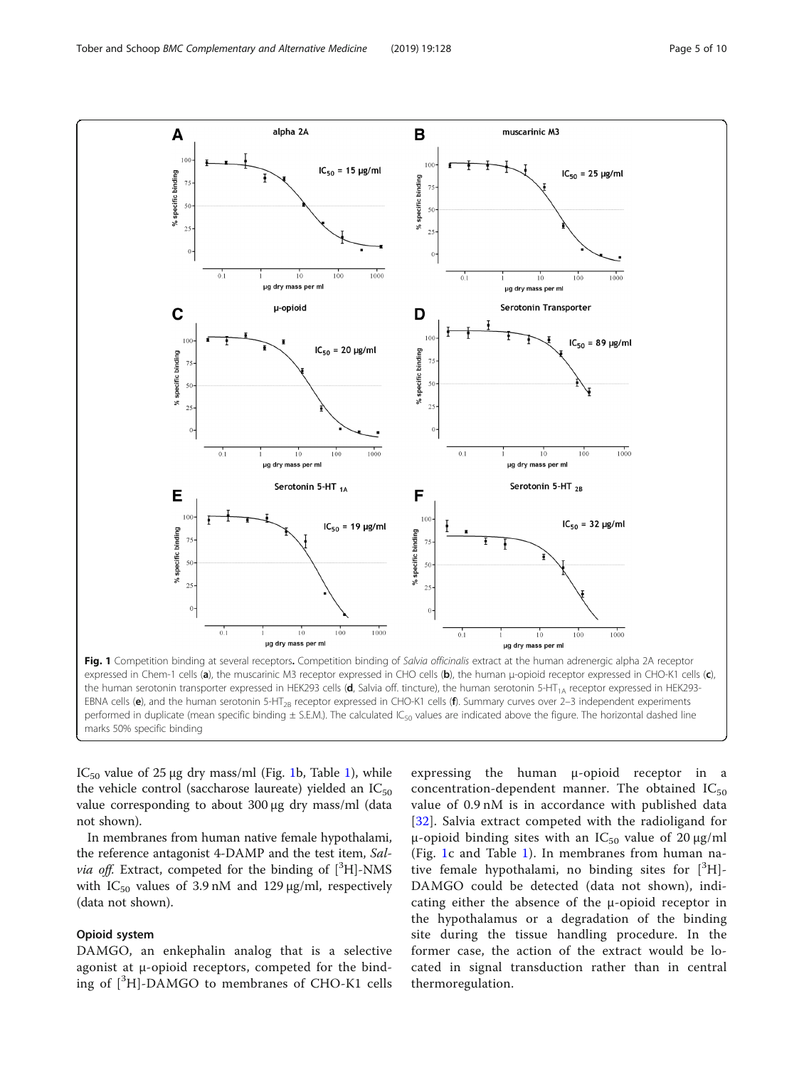**Fig. 1** Competition binding at several receptors**.** Competition binding of *Salvia officinalis* extract at the human adrenergic alpha 2A receptor expressed in Chem-1 cells (**a**), the muscarinic M3 receptor expressed in CHO cells (**b**), the human μ-opioid receptor expressed in CHO-K1 cells (**c**), the human serotonin transporter expressed in HEK293 cells (**d**, Salvia off. tincture), the human serotonin 5-$HT_{1A}$ receptor expressed in HEK293-EBNA cells (**e**), and the human serotonin 5-$HT_{2B}$ receptor expressed in CHO-K1 cells (**f**). Summary curves over 2–3 independent experiments performed in duplicate (mean specific binding ± S.E.M.). The calculated $IC_{50}$ values are indicated above the figure. The horizontal dashed line marks 50% specific binding

$IC_{50}$ value of 25 μg dry mass/ml (Fig. 1b, Table 1), while the vehicle control (saccharose laureate) yielded an $IC_{50}$ value corresponding to about 300 μg dry mass/ml (data not shown).

In membranes from human native female hypothalami, the reference antagonist 4-DAMP and the test item, *Salvia off.* Extract, competed for the binding of [$^3$H]-NMS with $IC_{50}$ values of 3.9 nM and 129 μg/ml, respectively (data not shown).

### Opioid system

DAMGO, an enkephalin analog that is a selective agonist at μ-opioid receptors, competed for the binding of [$^3$H]-DAMGO to membranes of CHO-K1 cells expressing the human μ-opioid receptor in a concentration-dependent manner. The obtained $IC_{50}$ value of 0.9 nM is in accordance with published data [32]. Salvia extract competed with the radioligand for μ-opioid binding sites with an $IC_{50}$ value of 20 μg/ml (Fig. 1c and Table 1). In membranes from human native female hypothalami, no binding sites for [$^3$H]-DAMGO could be detected (data not shown), indicating either the absence of the μ-opioid receptor in the hypothalamus or a degradation of the binding site during the tissue handling procedure. In the former case, the action of the extract would be located in signal transduction rather than in central thermoregulation.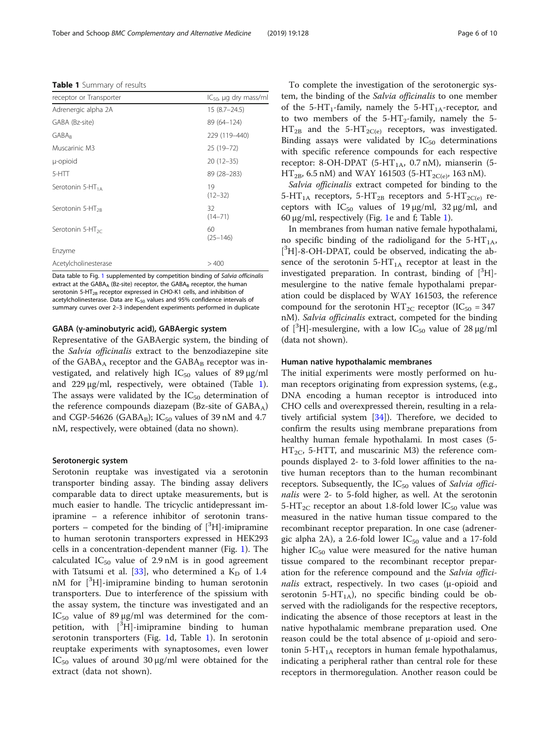**Table 1** Summary of results

| receptor or Transporter | $IC_{50}$, μg dry mass/ml |
|---|---|
| Adrenergic alpha 2A | 15 (8.7–24.5) |
| GABA (Bz-site) | 89 (64–124) |
| $GABA_B$ | 229 (119–440) |
| Muscarinic M3 | 25 (19–72) |
| μ-opioid | 20 (12–35) |
| 5-HTT | 89 (28–283) |
| Serotonin 5-$HT_{1A}$ | 19 (12–32) |
| Serotonin 5-$HT_{2B}$ | 32 (14–71) |
| Serotonin 5-$HT_{2C}$ | 60 (25–146) |
| Enzyme | |
| Acetylcholinesterase | > 400 |

Data table to Fig. 1 supplemented by competition binding of *Salvia officinalis* extract at the $GABA_A$ (Bz-site) receptor, the $GABA_B$ receptor, the human serotonin 5-$HT_{2B}$ receptor expressed in CHO-K1 cells, and inhibition of acetylcholinesterase. Data are $IC_{50}$ values and 95% confidence intervals of summary curves over 2–3 independent experiments performed in duplicate

#### GABA (γ-aminobutyric acid), GABAergic system

Representative of the GABAergic system, the binding of the *Salvia officinalis* extract to the benzodiazepine site of the $GABA_A$ receptor and the $GABA_B$ receptor was investigated, and relatively high $IC_{50}$ values of 89 μg/ml and 229 μg/ml, respectively, were obtained (Table 1). The assays were validated by the $IC_{50}$ determination of the reference compounds diazepam (Bz-site of $GABA_A$) and CGP-54626 ($GABA_B$); $IC_{50}$ values of 39 nM and 4.7 nM, respectively, were obtained (data no shown).

#### Serotonergic system

Serotonin reuptake was investigated via a serotonin transporter binding assay. The binding assay delivers comparable data to direct uptake measurements, but is much easier to handle. The tricyclic antidepressant imipramine – a reference inhibitor of serotonin transporters – competed for the binding of [$^3$H]-imipramine to human serotonin transporters expressed in HEK293 cells in a concentration-dependent manner (Fig. 1). The calculated $IC_{50}$ value of 2.9 nM is in good agreement with Tatsumi et al. [33], who determined a $K_D$ of 1.4 nM for [$^3$H]-imipramine binding to human serotonin transporters. Due to interference of the spissium with the assay system, the tincture was investigated and an $IC_{50}$ value of 89 μg/ml was determined for the competition, with [$^3$H]-imipramine binding to human serotonin transporters (Fig. 1d, Table 1). In serotonin reuptake experiments with synaptosomes, even lower $IC_{50}$ values of around 30 μg/ml were obtained for the extract (data not shown).

To complete the investigation of the serotonergic system, the binding of the *Salvia officinalis* to one member of the 5-$HT_1$-family, namely the 5-$HT_{1A}$-receptor, and to two members of the 5-$HT_2$-family, namely the 5-$HT_{2B}$ and the 5-$HT_{2C(e)}$ receptors, was investigated. Binding assays were validated by $IC_{50}$ determinations with specific reference compounds for each respective receptor: 8-OH-DPAT (5-$HT_{1A}$, 0.7 nM), mianserin (5-$HT_{2B}$, 6.5 nM) and WAY 161503 (5-$HT_{2C(e)}$, 163 nM).

*Salvia officinalis* extract competed for binding to the 5-$HT_{1A}$ receptors, 5-$HT_{2B}$ receptors and 5-$HT_{2C(e)}$ receptors with $IC_{50}$ values of 19 μg/ml, 32 μg/ml, and 60 μg/ml, respectively (Fig. 1e and f; Table 1).

In membranes from human native female hypothalami, no specific binding of the radioligand for the 5-$HT_{1A}$, [$^3$H]-8-OH-DPAT, could be observed, indicating the absence of the serotonin 5-$HT_{1A}$ receptor at least in the investigated preparation. In contrast, binding of [$^3$H]-mesulergine to the native female hypothalami preparation could be displaced by WAY 161503, the reference compound for the serotonin $HT_{2C}$ receptor ($IC_{50}$ = 347 nM). *Salvia officinalis* extract, competed for the binding of [$^3$H]-mesulergine, with a low $IC_{50}$ value of 28 μg/ml (data not shown).

#### Human native hypothalamic membranes

The initial experiments were mostly performed on human receptors originating from expression systems, (e.g., DNA encoding a human receptor is introduced into CHO cells and overexpressed therein, resulting in a relatively artificial system [34]). Therefore, we decided to confirm the results using membrane preparations from healthy human female hypothalami. In most cases (5-$HT_{2C}$, 5-HTT, and muscarinic M3) the reference compounds displayed 2- to 3-fold lower affinities to the native human receptors than to the human recombinant receptors. Subsequently, the $IC_{50}$ values of *Salvia officinalis* were 2- to 5-fold higher, as well. At the serotonin 5-$HT_{2C}$ receptor an about 1.8-fold lower $IC_{50}$ value was measured in the native human tissue compared to the recombinant receptor preparation. In one case (adrenergic alpha 2A), a 2.6-fold lower $IC_{50}$ value and a 17-fold higher $IC_{50}$ value were measured for the native human tissue compared to the recombinant receptor preparation for the reference compound and the *Salvia officinalis* extract, respectively. In two cases (μ-opioid and serotonin 5-$HT_{1A}$), no specific binding could be observed with the radioligands for the respective receptors, indicating the absence of those receptors at least in the native hypothalamic membrane preparation used. One reason could be the total absence of μ-opioid and serotonin 5-$HT_{1A}$ receptors in human female hypothalamus, indicating a peripheral rather than central role for these receptors in thermoregulation. Another reason could be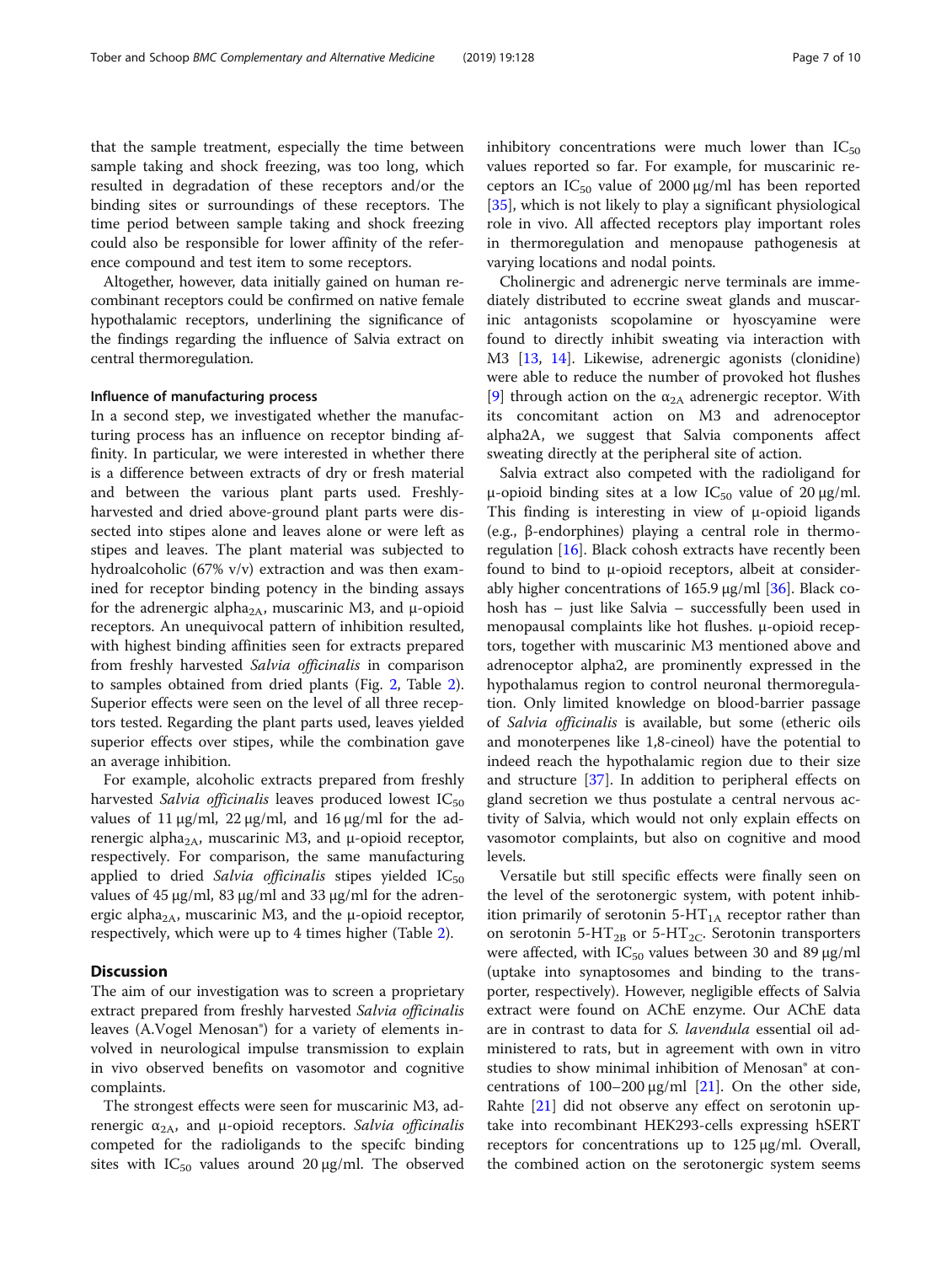that the sample treatment, especially the time between sample taking and shock freezing, was too long, which resulted in degradation of these receptors and/or the binding sites or surroundings of these receptors. The time period between sample taking and shock freezing could also be responsible for lower affinity of the reference compound and test item to some receptors.

Altogether, however, data initially gained on human recombinant receptors could be confirmed on native female hypothalamic receptors, underlining the significance of the findings regarding the influence of Salvia extract on central thermoregulation.

### Influence of manufacturing process

In a second step, we investigated whether the manufacturing process has an influence on receptor binding affinity. In particular, we were interested in whether there is a difference between extracts of dry or fresh material and between the various plant parts used. Freshly-harvested and dried above-ground plant parts were dissected into stipes alone and leaves alone or were left as stipes and leaves. The plant material was subjected to hydroalcoholic (67% v/v) extraction and was then examined for receptor binding potency in the binding assays for the adrenergic alpha$_{2A}$, muscarinic M3, and μ-opioid receptors. An unequivocal pattern of inhibition resulted, with highest binding affinities seen for extracts prepared from freshly harvested *Salvia officinalis* in comparison to samples obtained from dried plants (Fig. 2, Table 2). Superior effects were seen on the level of all three receptors tested. Regarding the plant parts used, leaves yielded superior effects over stipes, while the combination gave an average inhibition.

For example, alcoholic extracts prepared from freshly harvested *Salvia officinalis* leaves produced lowest $IC_{50}$ values of 11 μg/ml, 22 μg/ml, and 16 μg/ml for the adrenergic alpha$_{2A}$, muscarinic M3, and μ-opioid receptor, respectively. For comparison, the same manufacturing applied to dried *Salvia officinalis* stipes yielded $IC_{50}$ values of 45 μg/ml, 83 μg/ml and 33 μg/ml for the adrenergic alpha$_{2A}$, muscarinic M3, and the μ-opioid receptor, respectively, which were up to 4 times higher (Table 2).

## Discussion

The aim of our investigation was to screen a proprietary extract prepared from freshly harvested *Salvia officinalis* leaves (A.Vogel Menosan®) for a variety of elements involved in neurological impulse transmission to explain in vivo observed benefits on vasomotor and cognitive complaints.

The strongest effects were seen for muscarinic M3, adrenergic $\alpha_{2A}$, and μ-opioid receptors. *Salvia officinalis* competed for the radioligands to the specifc binding sites with $IC_{50}$ values around 20 μg/ml. The observed inhibitory concentrations were much lower than $IC_{50}$ values reported so far. For example, for muscarinic receptors an $IC_{50}$ value of 2000 μg/ml has been reported [35], which is not likely to play a significant physiological role in vivo. All affected receptors play important roles in thermoregulation and menopause pathogenesis at varying locations and nodal points.

Cholinergic and adrenergic nerve terminals are immediately distributed to eccrine sweat glands and muscarinic antagonists scopolamine or hyoscyamine were found to directly inhibit sweating via interaction with M3 [13, 14]. Likewise, adrenergic agonists (clonidine) were able to reduce the number of provoked hot flushes [9] through action on the $\alpha_{2A}$ adrenergic receptor. With its concomitant action on M3 and adrenoceptor alpha2A, we suggest that Salvia components affect sweating directly at the peripheral site of action.

Salvia extract also competed with the radioligand for μ-opioid binding sites at a low $IC_{50}$ value of 20 μg/ml. This finding is interesting in view of μ-opioid ligands (e.g., β-endorphines) playing a central role in thermoregulation [16]. Black cohosh extracts have recently been found to bind to μ-opioid receptors, albeit at considerably higher concentrations of 165.9 μg/ml [36]. Black cohosh has – just like Salvia – successfully been used in menopausal complaints like hot flushes. μ-opioid receptors, together with muscarinic M3 mentioned above and adrenoceptor alpha2, are prominently expressed in the hypothalamus region to control neuronal thermoregulation. Only limited knowledge on blood-barrier passage of *Salvia officinalis* is available, but some (etheric oils and monoterpenes like 1,8-cineol) have the potential to indeed reach the hypothalamic region due to their size and structure [37]. In addition to peripheral effects on gland secretion we thus postulate a central nervous activity of Salvia, which would not only explain effects on vasomotor complaints, but also on cognitive and mood levels.

Versatile but still specific effects were finally seen on the level of the serotonergic system, with potent inhibition primarily of serotonin 5-HT$_{1A}$ receptor rather than on serotonin 5-HT$_{2B}$ or 5-HT$_{2C}$. Serotonin transporters were affected, with $IC_{50}$ values between 30 and 89 μg/ml (uptake into synaptosomes and binding to the transporter, respectively). However, negligible effects of Salvia extract were found on AChE enzyme. Our AChE data are in contrast to data for *S. lavandula* essential oil administered to rats, but in agreement with own in vitro studies to show minimal inhibition of Menosan® at concentrations of 100–200 μg/ml [21]. On the other side, Rahte [21] did not observe any effect on serotonin uptake into recombinant HEK293-cells expressing hSERT receptors for concentrations up to 125 μg/ml. Overall, the combined action on the serotonergic system seems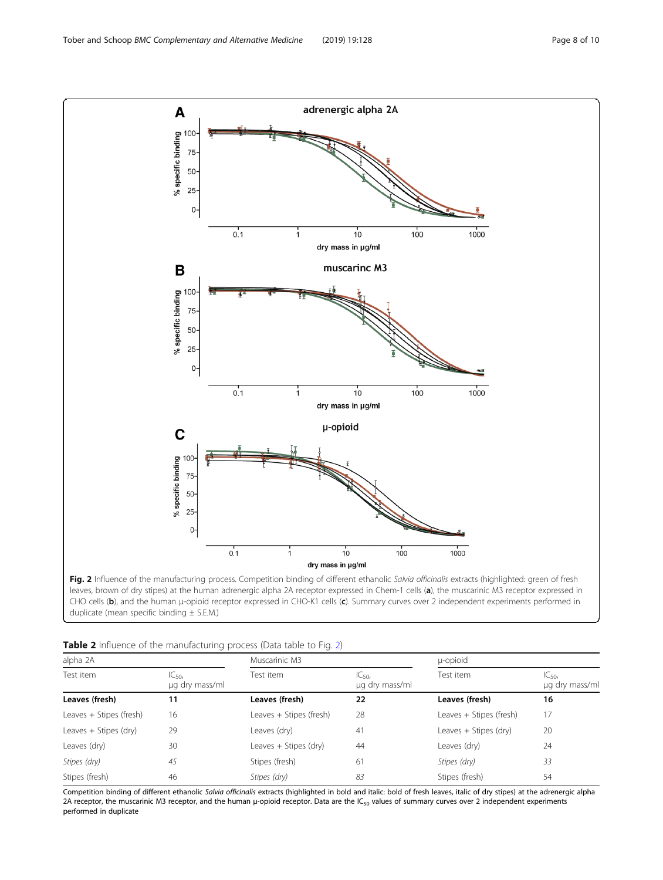**Fig. 2** Influence of the manufacturing process. Competition binding of different ethanolic *Salvia officinalis* extracts (highlighted: green of fresh leaves, brown of dry stipes) at the human adrenergic alpha 2A receptor expressed in Chem-1 cells (**a**), the muscarinic M3 receptor expressed in CHO cells (**b**), and the human μ-opioid receptor expressed in CHO-K1 cells (**c**). Summary curves over 2 independent experiments performed in duplicate (mean specific binding ± S.E.M.)

**Table 2** Influence of the manufacturing process (Data table to Fig. 2)

| alpha 2A | | Muscarinic M3 | | μ-opioid | |
|---|---|---|---|---|---|
| Test item | $IC_{50}$, μg dry mass/ml | Test item | $IC_{50}$, μg dry mass/ml | Test item | $IC_{50}$, μg dry mass/ml |
| **Leaves (fresh)** | **11** | **Leaves (fresh)** | **22** | **Leaves (fresh)** | **16** |
| Leaves + Stipes (fresh) | 16 | Leaves + Stipes (fresh) | 28 | Leaves + Stipes (fresh) | 17 |
| Leaves + Stipes (dry) | 29 | Leaves (dry) | 41 | Leaves + Stipes (dry) | 20 |
| Leaves (dry) | 30 | Leaves + Stipes (dry) | 44 | Leaves (dry) | 24 |
| *Stipes (dry)* | *45* | Stipes (fresh) | 61 | *Stipes (dry)* | *33* |
| Stipes (fresh) | 46 | *Stipes (dry)* | *83* | Stipes (fresh) | 54 |

Competition binding of different ethanolic *Salvia officinalis* extracts (highlighted in bold and italic: bold of fresh leaves, italic of dry stipes) at the adrenergic alpha 2A receptor, the muscarinic M3 receptor, and the human μ-opioid receptor. Data are the $IC_{50}$ values of summary curves over 2 independent experiments performed in duplicate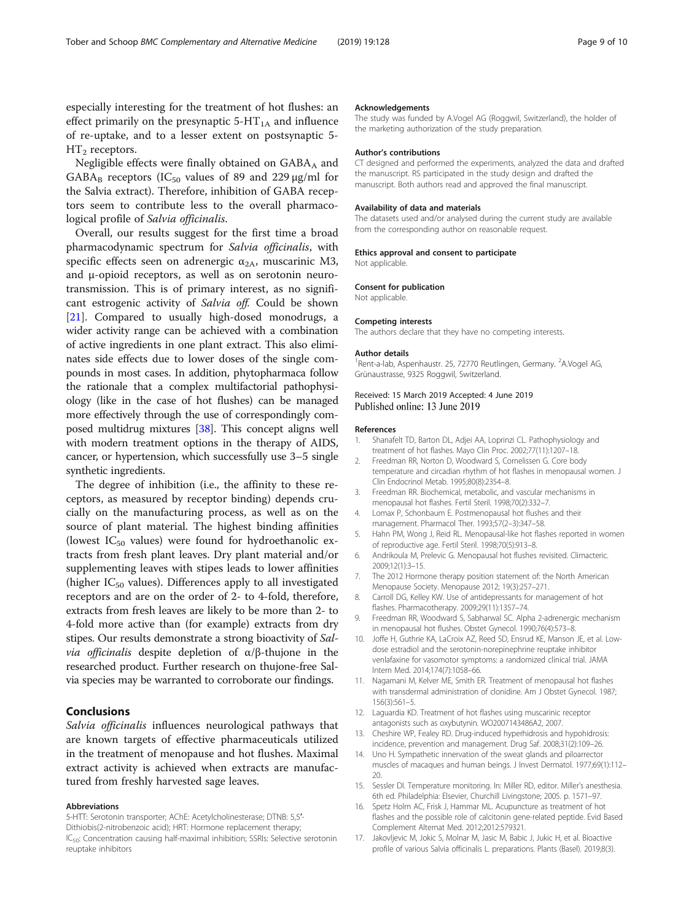especially interesting for the treatment of hot flushes: an effect primarily on the presynaptic 5-$HT_{1A}$ and influence of re-uptake, and to a lesser extent on postsynaptic 5-$HT_2$ receptors.

Negligible effects were finally obtained on $GABA_A$ and $GABA_B$ receptors ($IC_{50}$ values of 89 and 229 μg/ml for the Salvia extract). Therefore, inhibition of GABA receptors seem to contribute less to the overall pharmacological profile of *Salvia officinalis*.

Overall, our results suggest for the first time a broad pharmacodynamic spectrum for *Salvia officinalis*, with specific effects seen on adrenergic $\alpha_{2A}$, muscarinic M3, and μ-opioid receptors, as well as on serotonin neurotransmission. This is of primary interest, as no significant estrogenic activity of *Salvia off.* Could be shown [21]. Compared to usually high-dosed monodrugs, a wider activity range can be achieved with a combination of active ingredients in one plant extract. This also eliminates side effects due to lower doses of the single compounds in most cases. In addition, phytopharmaca follow the rationale that a complex multifactorial pathophysiology (like in the case of hot flushes) can be managed more effectively through the use of correspondingly composed multidrug mixtures [38]. This concept aligns well with modern treatment options in the therapy of AIDS, cancer, or hypertension, which successfully use 3–5 single synthetic ingredients.

The degree of inhibition (i.e., the affinity to these receptors, as measured by receptor binding) depends crucially on the manufacturing process, as well as on the source of plant material. The highest binding affinities (lowest $IC_{50}$ values) were found for hydroethanolic extracts from fresh plant leaves. Dry plant material and/or supplementing leaves with stipes leads to lower affinities (higher $IC_{50}$ values). Differences apply to all investigated receptors and are on the order of 2- to 4-fold, therefore, extracts from fresh leaves are likely to be more than 2- to 4-fold more active than (for example) extracts from dry stipes. Our results demonstrate a strong bioactivity of *Salvia officinalis* despite depletion of α/β-thujone in the researched product. Further research on thujone-free Salvia species may be warranted to corroborate our findings.

## Conclusions

*Salvia officinalis* influences neurological pathways that are known targets of effective pharmaceuticals utilized in the treatment of menopause and hot flushes. Maximal extract activity is achieved when extracts are manufactured from freshly harvested sage leaves.

#### Abbreviations

5-HTT: Serotonin transporter; AChE: Acetylcholinesterase; DTNB: 5,5′-Dithiobis(2-nitrobenzoic acid); HRT: Hormone replacement therapy; $IC_{50}$: Concentration causing half-maximal inhibition; SSRIs: Selective serotonin reuptake inhibitors

#### Acknowledgements

The study was funded by A.Vogel AG (Roggwil, Switzerland), the holder of the marketing authorization of the study preparation.

#### Author's contributions

CT designed and performed the experiments, analyzed the data and drafted the manuscript. RS participated in the study design and drafted the manuscript. Both authors read and approved the final manuscript.

#### Availability of data and materials

The datasets used and/or analysed during the current study are available from the corresponding author on reasonable request.

#### Ethics approval and consent to participate

Not applicable.

#### Consent for publication

Not applicable.

#### Competing interests

The authors declare that they have no competing interests.

#### Author details

[1]Rent-a-lab, Aspenhaustr. 25, 72770 Reutlingen, Germany. [2]A.Vogel AG, Grünaustrasse, 9325 Roggwil, Switzerland.

Received: 15 March 2019 Accepted: 4 June 2019
Published online: 13 June 2019

#### References

1. Shanafelt TD, Barton DL, Adjei AA, Loprinzi CL. Pathophysiology and treatment of hot flashes. Mayo Clin Proc. 2002;77(11):1207–18.
2. Freedman RR, Norton D, Woodward S, Cornelissen G. Core body temperature and circadian rhythm of hot flashes in menopausal women. J Clin Endocrinol Metab. 1995;80(8):2354–8.
3. Freedman RR. Biochemical, metabolic, and vascular mechanisms in menopausal hot flashes. Fertil Steril. 1998;70(2):332–7.
4. Lomax P, Schonbaum E. Postmenopausal hot flushes and their management. Pharmacol Ther. 1993;57(2–3):347–58.
5. Hahn PM, Wong J, Reid RL. Menopausal-like hot flashes reported in women of reproductive age. Fertil Steril. 1998;70(5):913–8.
6. Andrikoula M, Prelevic G. Menopausal hot flushes revisited. Climacteric. 2009;12(1):3–15.
7. The 2012 Hormone therapy position statement of: the North American Menopause Society. Menopause 2012; 19(3):257–271.
8. Carroll DG, Kelley KW. Use of antidepressants for management of hot flashes. Pharmacotherapy. 2009;29(11):1357–74.
9. Freedman RR, Woodward S, Sabharwal SC. Alpha 2-adrenergic mechanism in menopausal hot flushes. Obstet Gynecol. 1990;76(4):573–8.
10. Joffe H, Guthrie KA, LaCroix AZ, Reed SD, Ensrud KE, Manson JE, et al. Low-dose estradiol and the serotonin-norepinephrine reuptake inhibitor venlafaxine for vasomotor symptoms: a randomized clinical trial. JAMA Intern Med. 2014;174(7):1058–66.
11. Nagamani M, Kelver ME, Smith ER. Treatment of menopausal hot flashes with transdermal administration of clonidine. Am J Obstet Gynecol. 1987; 156(3):561–5.
12. Laguardia KD. Treatment of hot flashes using muscarinic receptor antagonists such as oxybutynin. WO2007143486A2, 2007.
13. Cheshire WP, Fealey RD. Drug-induced hyperhidrosis and hypohidrosis: incidence, prevention and management. Drug Saf. 2008;31(2):109–26.
14. Uno H. Sympathetic innervation of the sweat glands and piloarrector muscles of macaques and human beings. J Invest Dermatol. 1977;69(1):112–20.
15. Sessler DI. Temperature monitoring. In: Miller RD, editor. Miller's anesthesia. 6th ed. Philadelphia: Elsevier, Churchill Livingstone; 2005. p. 1571–97.
16. Spetz Holm AC, Frisk J, Hammar ML. Acupuncture as treatment of hot flashes and the possible role of calcitonin gene-related peptide. Evid Based Complement Alternat Med. 2012;2012:579321.
17. Jakovljevic M, Jokic S, Molnar M, Jasic M, Babic J, Jukic H, et al. Bioactive profile of various Salvia officinalis L. preparations. Plants (Basel). 2019;8(3).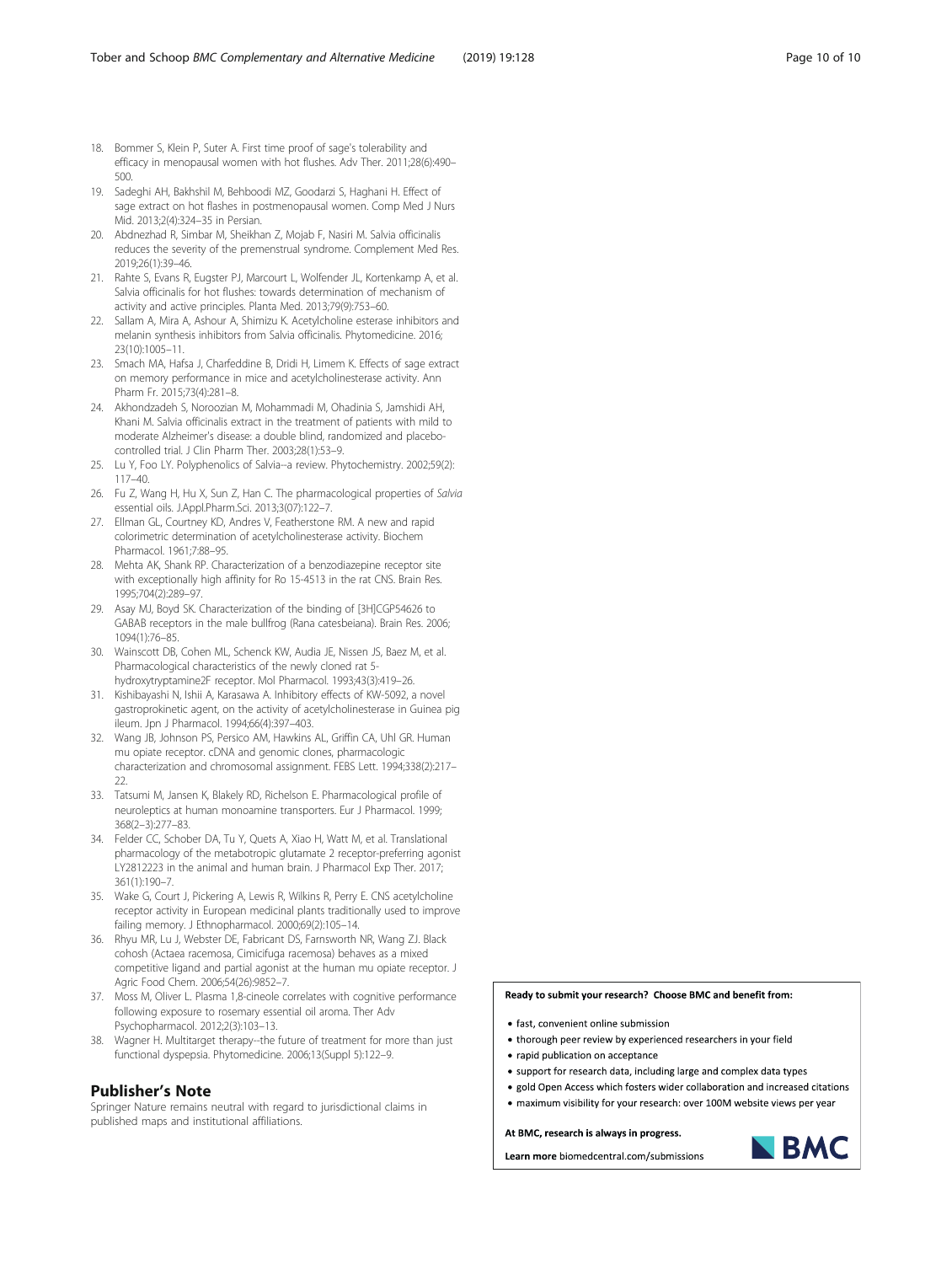18. Bommer S, Klein P, Suter A. First time proof of sage's tolerability and efficacy in menopausal women with hot flushes. Adv Ther. 2011;28(6):490–500.
19. Sadeghi AH, Bakhshil M, Behboodi MZ, Goodarzi S, Haghani H. Effect of sage extract on hot flashes in postmenopausal women. Comp Med J Nurs Mid. 2013;2(4):324–35 in Persian.
20. Abdnezhad R, Simbar M, Sheikhan Z, Mojab F, Nasiri M. Salvia officinalis reduces the severity of the premenstrual syndrome. Complement Med Res. 2019;26(1):39–46.
21. Rahte S, Evans R, Eugster PJ, Marcourt L, Wolfender JL, Kortenkamp A, et al. Salvia officinalis for hot flushes: towards determination of mechanism of activity and active principles. Planta Med. 2013;79(9):753–60.
22. Sallam A, Mira A, Ashour A, Shimizu K. Acetylcholine esterase inhibitors and melanin synthesis inhibitors from Salvia officinalis. Phytomedicine. 2016; 23(10):1005–11.
23. Smach MA, Hafsa J, Charfeddine B, Dridi H, Limem K. Effects of sage extract on memory performance in mice and acetylcholinesterase activity. Ann Pharm Fr. 2015;73(4):281–8.
24. Akhondzadeh S, Noroozian M, Mohammadi M, Ohadinia S, Jamshidi AH, Khani M. Salvia officinalis extract in the treatment of patients with mild to moderate Alzheimer's disease: a double blind, randomized and placebo-controlled trial. J Clin Pharm Ther. 2003;28(1):53–9.
25. Lu Y, Foo LY. Polyphenolics of Salvia--a review. Phytochemistry. 2002;59(2): 117–40.
26. Fu Z, Wang H, Hu X, Sun Z, Han C. The pharmacological properties of *Salvia* essential oils. J.Appl.Pharm.Sci. 2013;3(07):122–7.
27. Ellman GL, Courtney KD, Andres V, Featherstone RM. A new and rapid colorimetric determination of acetylcholinesterase activity. Biochem Pharmacol. 1961;7:88–95.
28. Mehta AK, Shank RP. Characterization of a benzodiazepine receptor site with exceptionally high affinity for Ro 15-4513 in the rat CNS. Brain Res. 1995;704(2):289–97.
29. Asay MJ, Boyd SK. Characterization of the binding of [3H]CGP54626 to GABAB receptors in the male bullfrog (Rana catesbeiana). Brain Res. 2006; 1094(1):76–85.
30. Wainscott DB, Cohen ML, Schenck KW, Audia JE, Nissen JS, Baez M, et al. Pharmacological characteristics of the newly cloned rat 5-hydroxytryptamine2F receptor. Mol Pharmacol. 1993;43(3):419–26.
31. Kishibayashi N, Ishii A, Karasawa A. Inhibitory effects of KW-5092, a novel gastroprokinetic agent, on the activity of acetylcholinesterase in Guinea pig ileum. Jpn J Pharmacol. 1994;66(4):397–403.
32. Wang JB, Johnson PS, Persico AM, Hawkins AL, Griffin CA, Uhl GR. Human mu opiate receptor. cDNA and genomic clones, pharmacologic characterization and chromosomal assignment. FEBS Lett. 1994;338(2):217–22.
33. Tatsumi M, Jansen K, Blakely RD, Richelson E. Pharmacological profile of neuroleptics at human monoamine transporters. Eur J Pharmacol. 1999; 368(2–3):277–83.
34. Felder CC, Schober DA, Tu Y, Quets A, Xiao H, Watt M, et al. Translational pharmacology of the metabotropic glutamate 2 receptor-preferring agonist LY2812223 in the animal and human brain. J Pharmacol Exp Ther. 2017; 361(1):190–7.
35. Wake G, Court J, Pickering A, Lewis R, Wilkins R, Perry E. CNS acetylcholine receptor activity in European medicinal plants traditionally used to improve failing memory. J Ethnopharmacol. 2000;69(2):105–14.
36. Rhyu MR, Lu J, Webster DE, Fabricant DS, Farnsworth NR, Wang ZJ. Black cohosh (Actaea racemosa, Cimicifuga racemosa) behaves as a mixed competitive ligand and partial agonist at the human mu opiate receptor. J Agric Food Chem. 2006;54(26):9852–7.
37. Moss M, Oliver L. Plasma 1,8-cineole correlates with cognitive performance following exposure to rosemary essential oil aroma. Ther Adv Psychopharmacol. 2012;2(3):103–13.
38. Wagner H. Multitarget therapy--the future of treatment for more than just functional dyspepsia. Phytomedicine. 2006;13(Suppl 5):122–9.

## Publisher's Note

Springer Nature remains neutral with regard to jurisdictional claims in published maps and institutional affiliations.

**Ready to submit your research? Choose BMC and benefit from:**

- fast, convenient online submission
- thorough peer review by experienced researchers in your field
- rapid publication on acceptance
- support for research data, including large and complex data types
- gold Open Access which fosters wider collaboration and increased citations
- maximum visibility for your research: over 100M website views per year

**At BMC, research is always in progress.**

**Learn more** biomedcentral.com/submissions